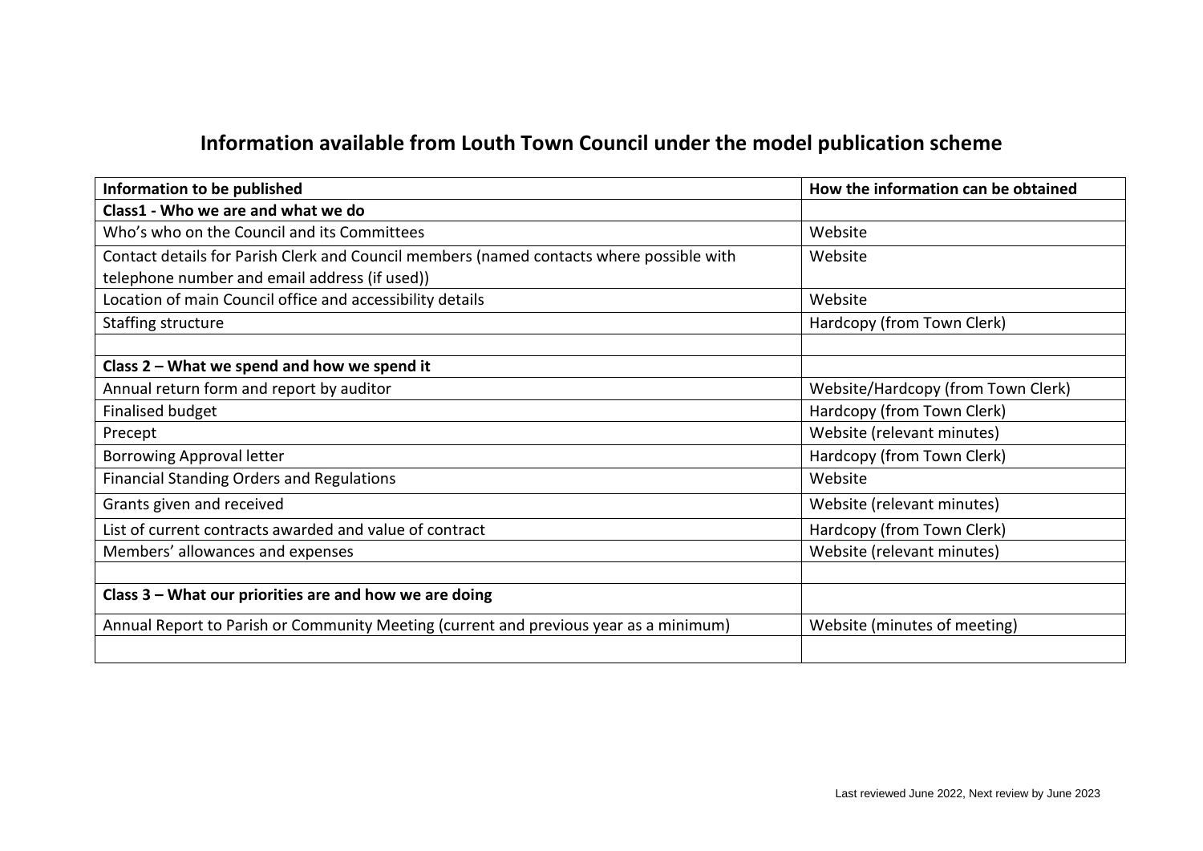# Information available from Louth Town Council under the model publication scheme

| Information to be published | How the information can be obtained |
|---|---|
| **Class1 - Who we are and what we do** | |
| Who's who on the Council and its Committees | Website |
| Contact details for Parish Clerk and Council members (named contacts where possible with telephone number and email address (if used)) | Website |
| Location of main Council office and accessibility details | Website |
| Staffing structure | Hardcopy (from Town Clerk) |
| | |
| **Class 2 – What we spend and how we spend it** | |
| Annual return form and report by auditor | Website/Hardcopy (from Town Clerk) |
| Finalised budget | Hardcopy (from Town Clerk) |
| Precept | Website (relevant minutes) |
| Borrowing Approval letter | Hardcopy (from Town Clerk) |
| Financial Standing Orders and Regulations | Website |
| Grants given and received | Website (relevant minutes) |
| List of current contracts awarded and value of contract | Hardcopy (from Town Clerk) |
| Members' allowances and expenses | Website (relevant minutes) |
| | |
| **Class 3 – What our priorities are and how we are doing** | |
| Annual Report to Parish or Community Meeting (current and previous year as a minimum) | Website (minutes of meeting) |
| | |

Last reviewed June 2022, Next review by June 2023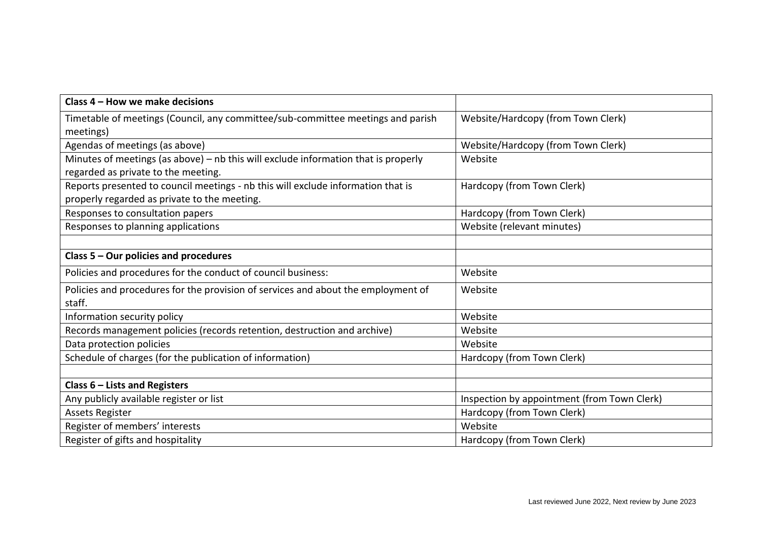| **Class 4 – How we make decisions** | |
|---|---|
| Timetable of meetings (Council, any committee/sub-committee meetings and parish meetings) | Website/Hardcopy (from Town Clerk) |
| Agendas of meetings (as above) | Website/Hardcopy (from Town Clerk) |
| Minutes of meetings (as above) – nb this will exclude information that is properly regarded as private to the meeting. | Website |
| Reports presented to council meetings - nb this will exclude information that is properly regarded as private to the meeting. | Hardcopy (from Town Clerk) |
| Responses to consultation papers | Hardcopy (from Town Clerk) |
| Responses to planning applications | Website (relevant minutes) |
| | |
| **Class 5 – Our policies and procedures** | |
| Policies and procedures for the conduct of council business: | Website |
| Policies and procedures for the provision of services and about the employment of staff. | Website |
| Information security policy | Website |
| Records management policies (records retention, destruction and archive) | Website |
| Data protection policies | Website |
| Schedule of charges (for the publication of information) | Hardcopy (from Town Clerk) |
| | |
| **Class 6 – Lists and Registers** | |
| Any publicly available register or list | Inspection by appointment (from Town Clerk) |
| Assets Register | Hardcopy (from Town Clerk) |
| Register of members' interests | Website |
| Register of gifts and hospitality | Hardcopy (from Town Clerk) |

Last reviewed June 2022, Next review by June 2023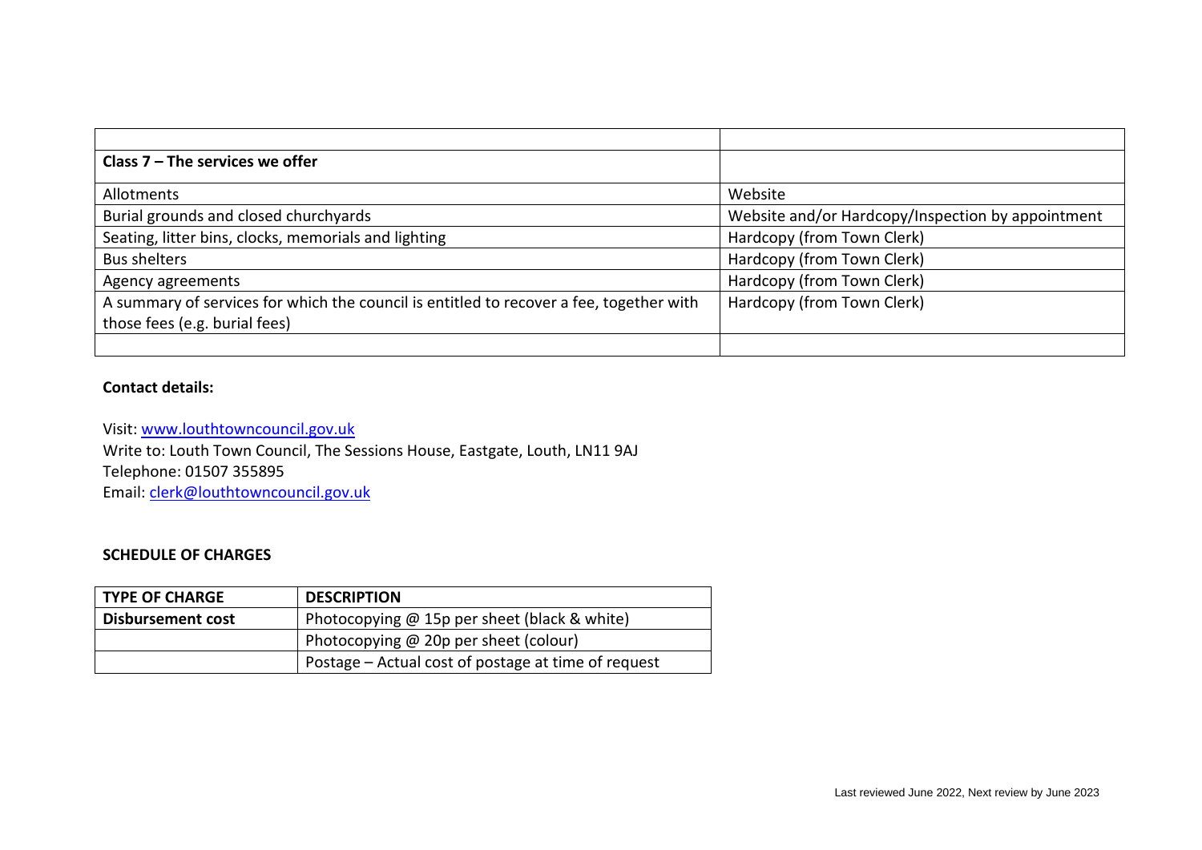| | |
|---|---|
| **Class 7 – The services we offer** | |
| Allotments | Website |
| Burial grounds and closed churchyards | Website and/or Hardcopy/Inspection by appointment |
| Seating, litter bins, clocks, memorials and lighting | Hardcopy (from Town Clerk) |
| Bus shelters | Hardcopy (from Town Clerk) |
| Agency agreements | Hardcopy (from Town Clerk) |
| A summary of services for which the council is entitled to recover a fee, together with those fees (e.g. burial fees) | Hardcopy (from Town Clerk) |
| | |

**Contact details:**

Visit: www.louthtowncouncil.gov.uk
Write to: Louth Town Council, The Sessions House, Eastgate, Louth, LN11 9AJ
Telephone: 01507 355895
Email: clerk@louthtowncouncil.gov.uk

**SCHEDULE OF CHARGES**

| TYPE OF CHARGE | DESCRIPTION |
|---|---|
| **Disbursement cost** | Photocopying @ 15p per sheet (black & white) |
| | Photocopying @ 20p per sheet (colour) |
| | Postage – Actual cost of postage at time of request |

Last reviewed June 2022, Next review by June 2023